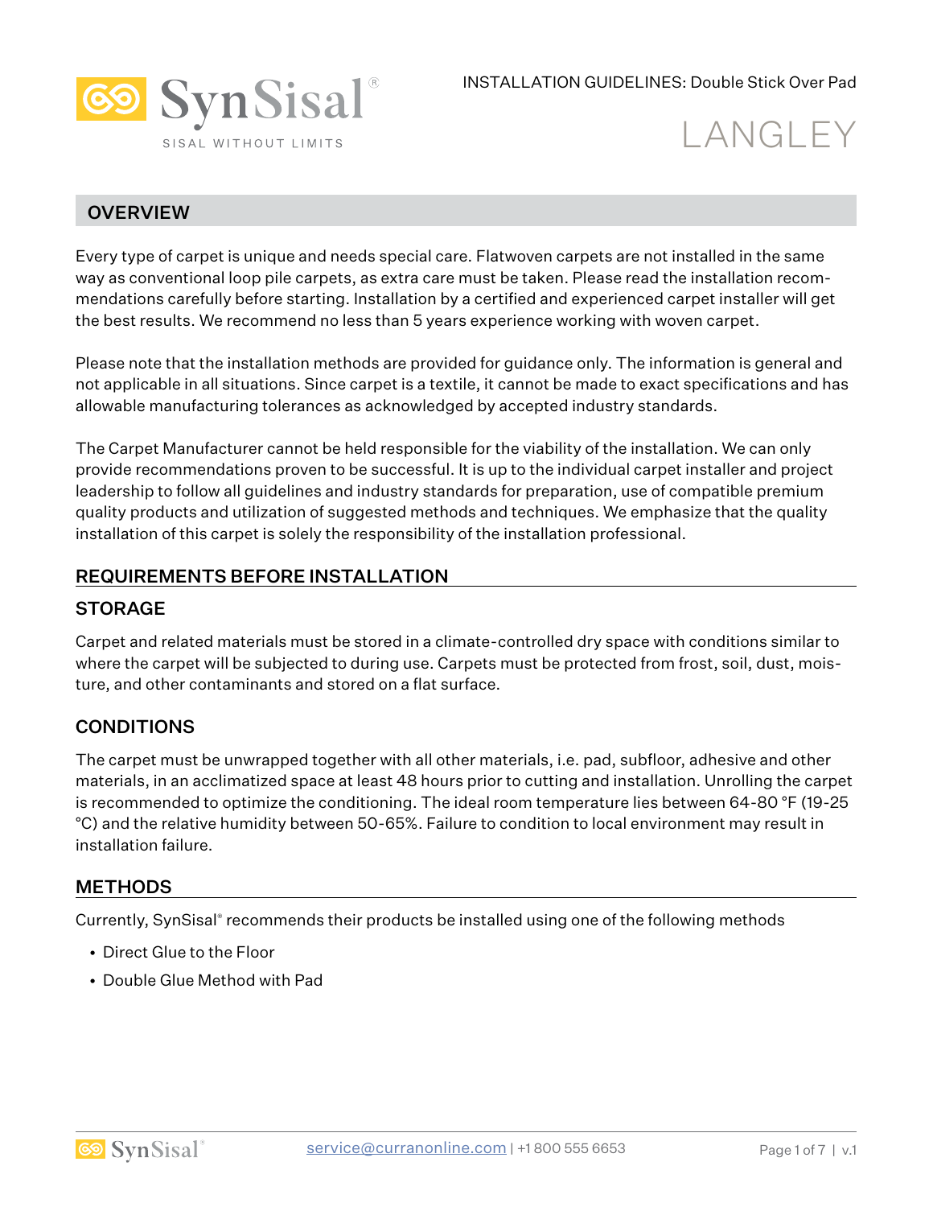SynSisal®

SISAL WITHOUT LIMITS

INSTALLATION GUIDELINES: Double Stick Over Pad

# LANGLEY

## OVERVIEW

Every type of carpet is unique and needs special care. Flatwoven carpets are not installed in the same way as conventional loop pile carpets, as extra care must be taken. Please read the installation recommendations carefully before starting. Installation by a certified and experienced carpet installer will get the best results. We recommend no less than 5 years experience working with woven carpet.

Please note that the installation methods are provided for guidance only. The information is general and not applicable in all situations. Since carpet is a textile, it cannot be made to exact specifications and has allowable manufacturing tolerances as acknowledged by accepted industry standards.

The Carpet Manufacturer cannot be held responsible for the viability of the installation. We can only provide recommendations proven to be successful. It is up to the individual carpet installer and project leadership to follow all guidelines and industry standards for preparation, use of compatible premium quality products and utilization of suggested methods and techniques. We emphasize that the quality installation of this carpet is solely the responsibility of the installation professional.

## REQUIREMENTS BEFORE INSTALLATION

### STORAGE

Carpet and related materials must be stored in a climate-controlled dry space with conditions similar to where the carpet will be subjected to during use. Carpets must be protected from frost, soil, dust, moisture, and other contaminants and stored on a flat surface.

### CONDITIONS

The carpet must be unwrapped together with all other materials, i.e. pad, subfloor, adhesive and other materials, in an acclimatized space at least 48 hours prior to cutting and installation. Unrolling the carpet is recommended to optimize the conditioning. The ideal room temperature lies between 64-80 °F (19-25 °C) and the relative humidity between 50-65%. Failure to condition to local environment may result in installation failure.

## METHODS

Currently, SynSisal® recommends their products be installed using one of the following methods

- Direct Glue to the Floor
- Double Glue Method with Pad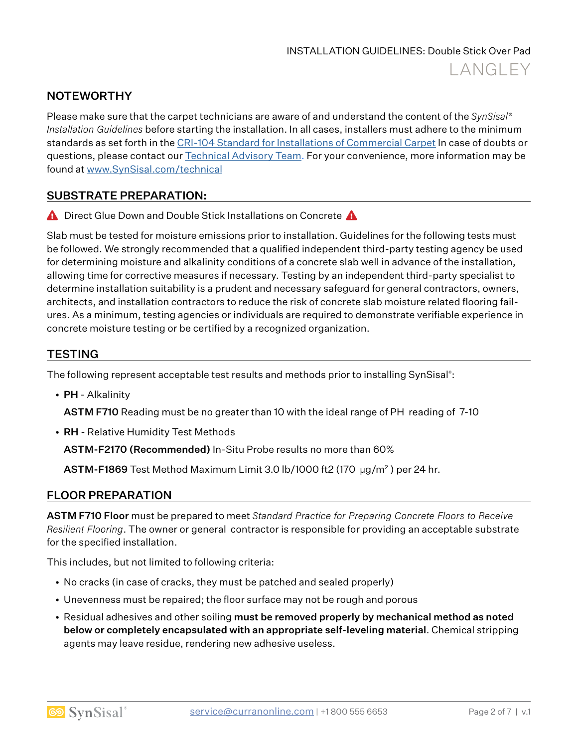## NOTEWORTHY

Please make sure that the carpet technicians are aware of and understand the content of the *SynSisal® Installation Guidelines* before starting the installation. In all cases, installers must adhere to the minimum standards as set forth in the [CRI-104 Standard for Installations of Commercial Carpet](#) In case of doubts or questions, please contact our [Technical Advisory Team](#). For your convenience, more information may be found at [www.SynSisal.com/technical](#)

## SUBSTRATE PREPARATION:

⚠ Direct Glue Down and Double Stick Installations on Concrete ⚠

Slab must be tested for moisture emissions prior to installation. Guidelines for the following tests must be followed. We strongly recommended that a qualified independent third-party testing agency be used for determining moisture and alkalinity conditions of a concrete slab well in advance of the installation, allowing time for corrective measures if necessary. Testing by an independent third-party specialist to determine installation suitability is a prudent and necessary safeguard for general contractors, owners, architects, and installation contractors to reduce the risk of concrete slab moisture related flooring failures. As a minimum, testing agencies or individuals are required to demonstrate verifiable experience in concrete moisture testing or be certified by a recognized organization.

## TESTING

The following represent acceptable test results and methods prior to installing SynSisal®:

- **PH** - Alkalinity

  **ASTM F710** Reading must be no greater than 10 with the ideal range of PH reading of 7-10

- **RH** - Relative Humidity Test Methods

  **ASTM-F2170 (Recommended)** In-Situ Probe results no more than 60%

  **ASTM-F1869** Test Method Maximum Limit 3.0 lb/1000 ft2 (170 µg/m$^2$ ) per 24 hr.

## FLOOR PREPARATION

**ASTM F710 Floor** must be prepared to meet *Standard Practice for Preparing Concrete Floors to Receive Resilient Flooring*. The owner or general contractor is responsible for providing an acceptable substrate for the specified installation.

This includes, but not limited to following criteria:

- No cracks (in case of cracks, they must be patched and sealed properly)
- Unevenness must be repaired; the floor surface may not be rough and porous
- Residual adhesives and other soiling **must be removed properly by mechanical method as noted below or completely encapsulated with an appropriate self-leveling material**. Chemical stripping agents may leave residue, rendering new adhesive useless.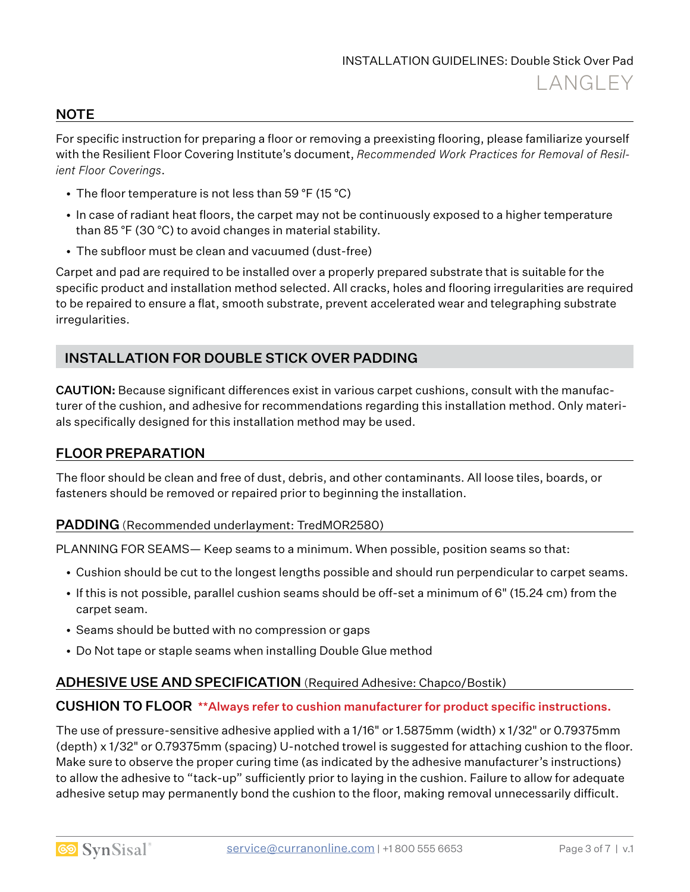## NOTE

For specific instruction for preparing a floor or removing a preexisting flooring, please familiarize yourself with the Resilient Floor Covering Institute's document, *Recommended Work Practices for Removal of Resilient Floor Coverings*.

- The floor temperature is not less than 59 °F (15 °C)
- In case of radiant heat floors, the carpet may not be continuously exposed to a higher temperature than 85 °F (30 °C) to avoid changes in material stability.
- The subfloor must be clean and vacuumed (dust-free)

Carpet and pad are required to be installed over a properly prepared substrate that is suitable for the specific product and installation method selected. All cracks, holes and flooring irregularities are required to be repaired to ensure a flat, smooth substrate, prevent accelerated wear and telegraphing substrate irregularities.

## INSTALLATION FOR DOUBLE STICK OVER PADDING

**CAUTION:** Because significant differences exist in various carpet cushions, consult with the manufacturer of the cushion, and adhesive for recommendations regarding this installation method. Only materials specifically designed for this installation method may be used.

## FLOOR PREPARATION

The floor should be clean and free of dust, debris, and other contaminants. All loose tiles, boards, or fasteners should be removed or repaired prior to beginning the installation.

### PADDING (Recommended underlayment: TredMOR2580)

PLANNING FOR SEAMS— Keep seams to a minimum. When possible, position seams so that:

- Cushion should be cut to the longest lengths possible and should run perpendicular to carpet seams.
- If this is not possible, parallel cushion seams should be off-set a minimum of 6" (15.24 cm) from the carpet seam.
- Seams should be butted with no compression or gaps
- Do Not tape or staple seams when installing Double Glue method

### ADHESIVE USE AND SPECIFICATION (Required Adhesive: Chapco/Bostik)

### CUSHION TO FLOOR **Always refer to cushion manufacturer for product specific instructions.**

The use of pressure-sensitive adhesive applied with a 1/16" or 1.5875mm (width) x 1/32" or 0.79375mm (depth) x 1/32" or 0.79375mm (spacing) U-notched trowel is suggested for attaching cushion to the floor. Make sure to observe the proper curing time (as indicated by the adhesive manufacturer's instructions) to allow the adhesive to "tack-up" sufficiently prior to laying in the cushion. Failure to allow for adequate adhesive setup may permanently bond the cushion to the floor, making removal unnecessarily difficult.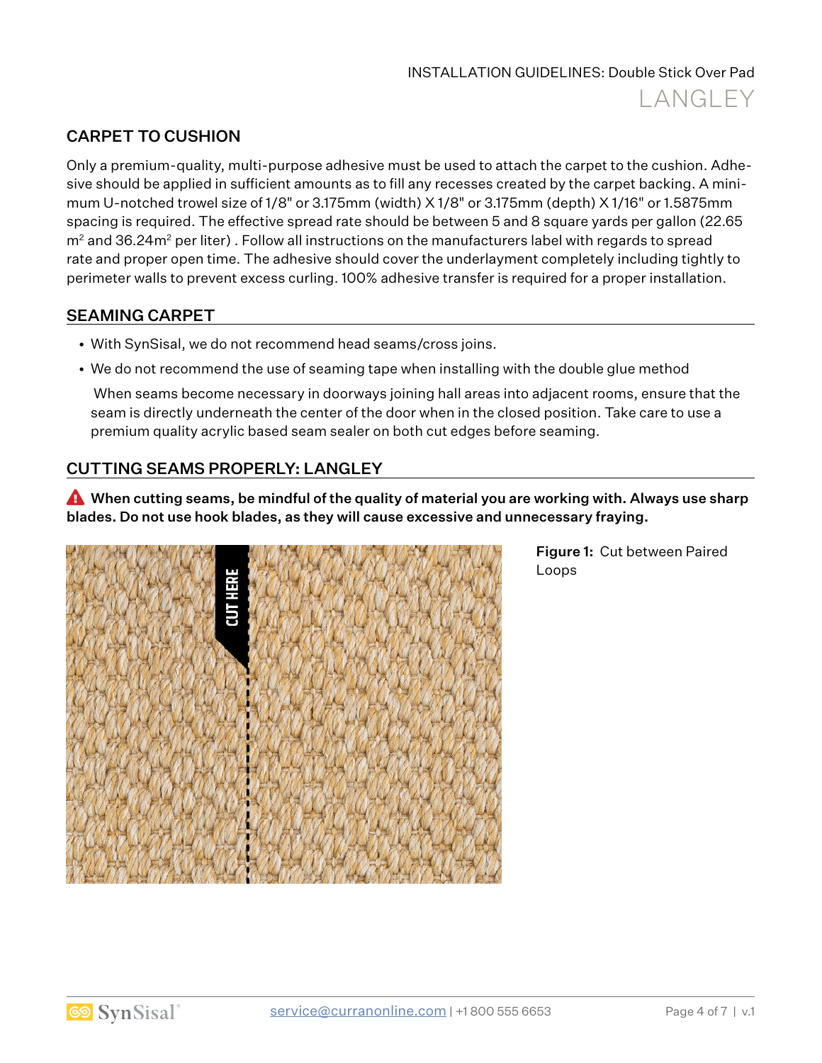## CARPET TO CUSHION

Only a premium-quality, multi-purpose adhesive must be used to attach the carpet to the cushion. Adhesive should be applied in sufficient amounts as to fill any recesses created by the carpet backing. A minimum U-notched trowel size of 1/8" or 3.175mm (width) X 1/8" or 3.175mm (depth) X 1/16" or 1.5875mm spacing is required. The effective spread rate should be between 5 and 8 square yards per gallon (22.65 $m^2$ and 36.24$m^2$ per liter) . Follow all instructions on the manufacturers label with regards to spread rate and proper open time. The adhesive should cover the underlayment completely including tightly to perimeter walls to prevent excess curling. 100% adhesive transfer is required for a proper installation.

## SEAMING CARPET

- With SynSisal, we do not recommend head seams/cross joins.
- We do not recommend the use of seaming tape when installing with the double glue method

  When seams become necessary in doorways joining hall areas into adjacent rooms, ensure that the seam is directly underneath the center of the door when in the closed position. Take care to use a premium quality acrylic based seam sealer on both cut edges before seaming.

## CUTTING SEAMS PROPERLY: LANGLEY

**When cutting seams, be mindful of the quality of material you are working with. Always use sharp blades. Do not use hook blades, as they will cause excessive and unnecessary fraying.**

**Figure 1:** Cut between Paired Loops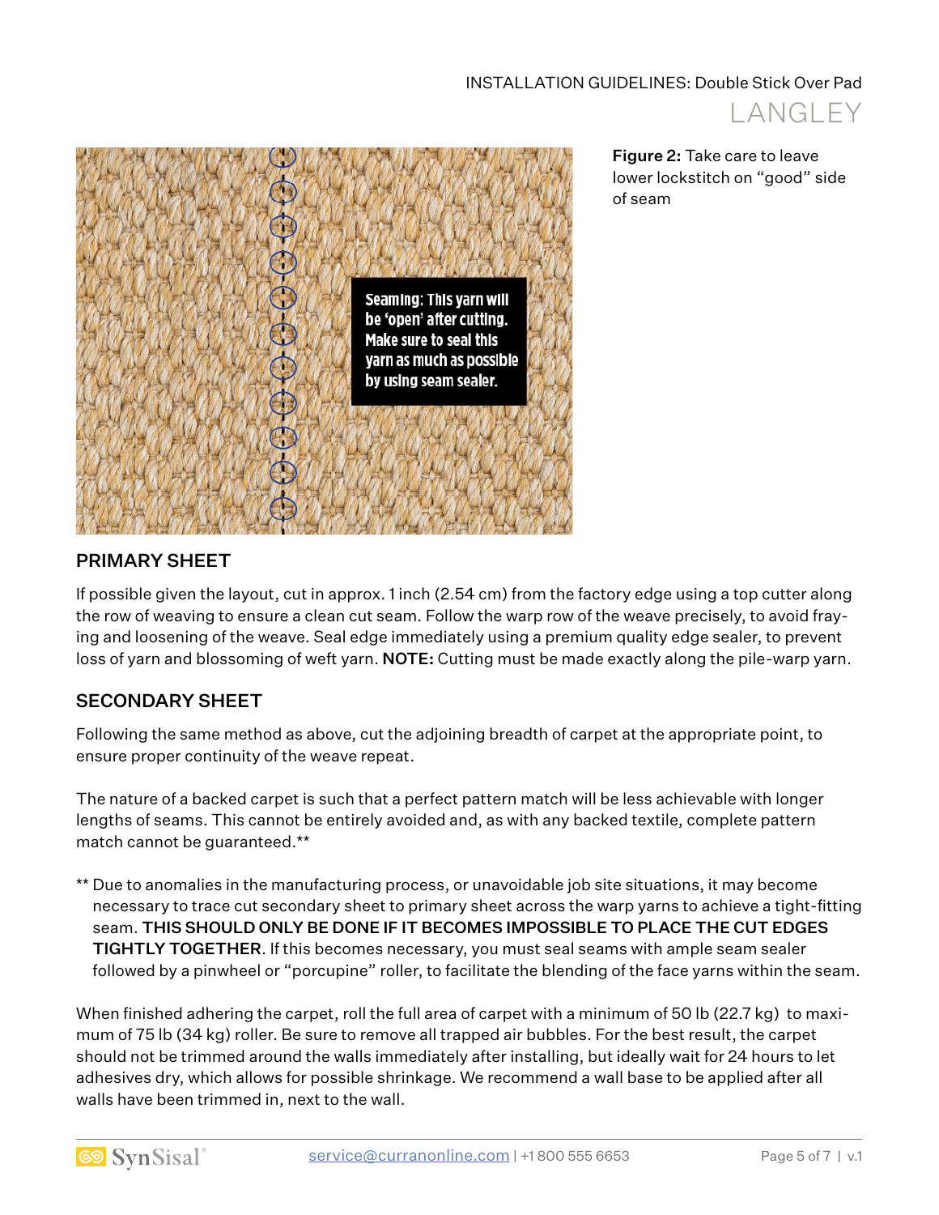Figure 2: Take care to leave lower lockstitch on "good" side of seam

Seaming: This yarn will be 'open' after cutting. Make sure to seal this yarn as much as possible by using seam sealer.

## PRIMARY SHEET

If possible given the layout, cut in approx. 1 inch (2.54 cm) from the factory edge using a top cutter along the row of weaving to ensure a clean cut seam. Follow the warp row of the weave precisely, to avoid fraying and loosening of the weave. Seal edge immediately using a premium quality edge sealer, to prevent loss of yarn and blossoming of weft yarn. **NOTE:** Cutting must be made exactly along the pile-warp yarn.

## SECONDARY SHEET

Following the same method as above, cut the adjoining breadth of carpet at the appropriate point, to ensure proper continuity of the weave repeat.

The nature of a backed carpet is such that a perfect pattern match will be less achievable with longer lengths of seams. This cannot be entirely avoided and, as with any backed textile, complete pattern match cannot be guaranteed.**

** Due to anomalies in the manufacturing process, or unavoidable job site situations, it may become necessary to trace cut secondary sheet to primary sheet across the warp yarns to achieve a tight-fitting seam. **THIS SHOULD ONLY BE DONE IF IT BECOMES IMPOSSIBLE TO PLACE THE CUT EDGES TIGHTLY TOGETHER**. If this becomes necessary, you must seal seams with ample seam sealer followed by a pinwheel or "porcupine" roller, to facilitate the blending of the face yarns within the seam.

When finished adhering the carpet, roll the full area of carpet with a minimum of 50 lb (22.7 kg) to maximum of 75 lb (34 kg) roller. Be sure to remove all trapped air bubbles. For the best result, the carpet should not be trimmed around the walls immediately after installing, but ideally wait for 24 hours to let adhesives dry, which allows for possible shrinkage. We recommend a wall base to be applied after all walls have been trimmed in, next to the wall.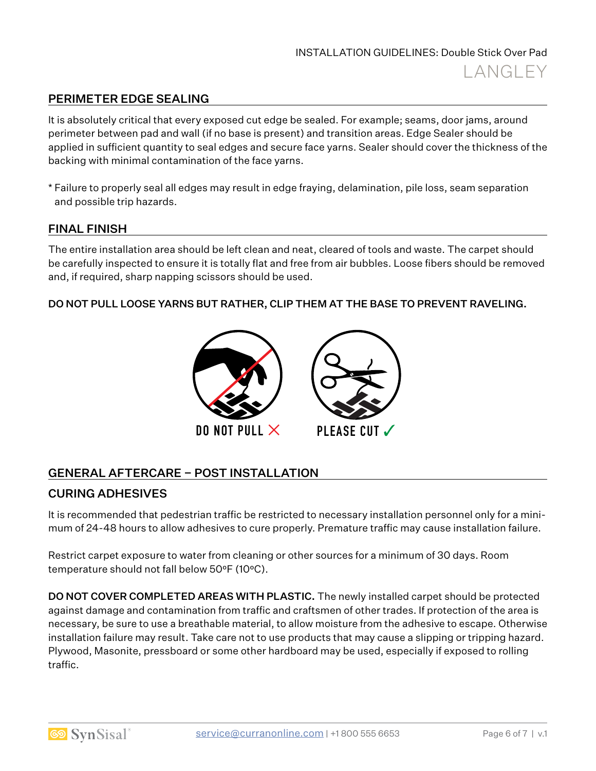## PERIMETER EDGE SEALING

It is absolutely critical that every exposed cut edge be sealed. For example; seams, door jams, around perimeter between pad and wall (if no base is present) and transition areas. Edge Sealer should be applied in sufficient quantity to seal edges and secure face yarns. Sealer should cover the thickness of the backing with minimal contamination of the face yarns.

* Failure to properly seal all edges may result in edge fraying, delamination, pile loss, seam separation and possible trip hazards.

## FINAL FINISH

The entire installation area should be left clean and neat, cleared of tools and waste. The carpet should be carefully inspected to ensure it is totally flat and free from air bubbles. Loose fibers should be removed and, if required, sharp napping scissors should be used.

**DO NOT PULL LOOSE YARNS BUT RATHER, CLIP THEM AT THE BASE TO PREVENT RAVELING.**

DO NOT PULL ✕ PLEASE CUT ✓

## GENERAL AFTERCARE – POST INSTALLATION

### CURING ADHESIVES

It is recommended that pedestrian traffic be restricted to necessary installation personnel only for a minimum of 24-48 hours to allow adhesives to cure properly. Premature traffic may cause installation failure.

Restrict carpet exposure to water from cleaning or other sources for a minimum of 30 days. Room temperature should not fall below 50ºF (10ºC).

**DO NOT COVER COMPLETED AREAS WITH PLASTIC.** The newly installed carpet should be protected against damage and contamination from traffic and craftsmen of other trades. If protection of the area is necessary, be sure to use a breathable material, to allow moisture from the adhesive to escape. Otherwise installation failure may result. Take care not to use products that may cause a slipping or tripping hazard. Plywood, Masonite, pressboard or some other hardboard may be used, especially if exposed to rolling traffic.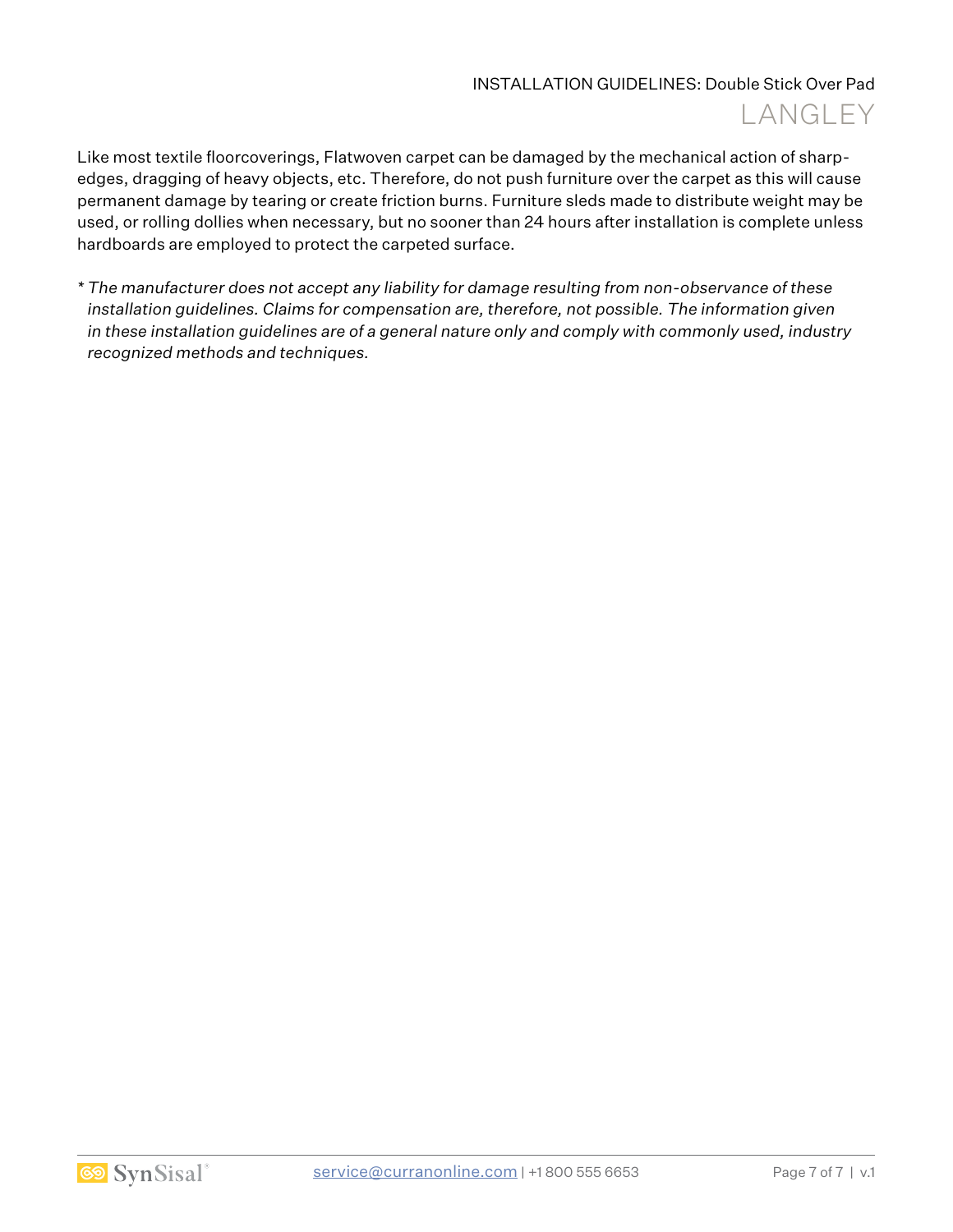Like most textile floorcoverings, Flatwoven carpet can be damaged by the mechanical action of sharp-edges, dragging of heavy objects, etc. Therefore, do not push furniture over the carpet as this will cause permanent damage by tearing or create friction burns. Furniture sleds made to distribute weight may be used, or rolling dollies when necessary, but no sooner than 24 hours after installation is complete unless hardboards are employed to protect the carpeted surface.

* *The manufacturer does not accept any liability for damage resulting from non-observance of these installation guidelines. Claims for compensation are, therefore, not possible. The information given in these installation guidelines are of a general nature only and comply with commonly used, industry recognized methods and techniques.*